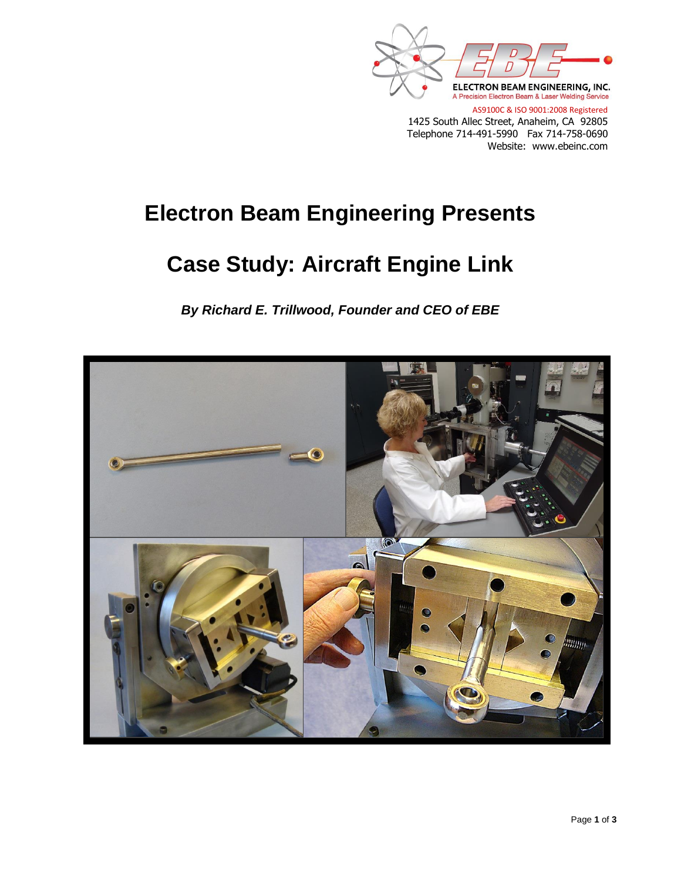ELECTRON BEAM ENGINEERING, INC.
A Precision Electron Beam & Laser Welding Service

AS9100C & ISO 9001:2008 Registered
1425 South Allec Street, Anaheim, CA 92805
Telephone 714-491-5990 Fax 714-758-0690
Website: www.ebeinc.com

# Electron Beam Engineering Presents

# Case Study: Aircraft Engine Link

***By Richard E. Trillwood, Founder and CEO of EBE***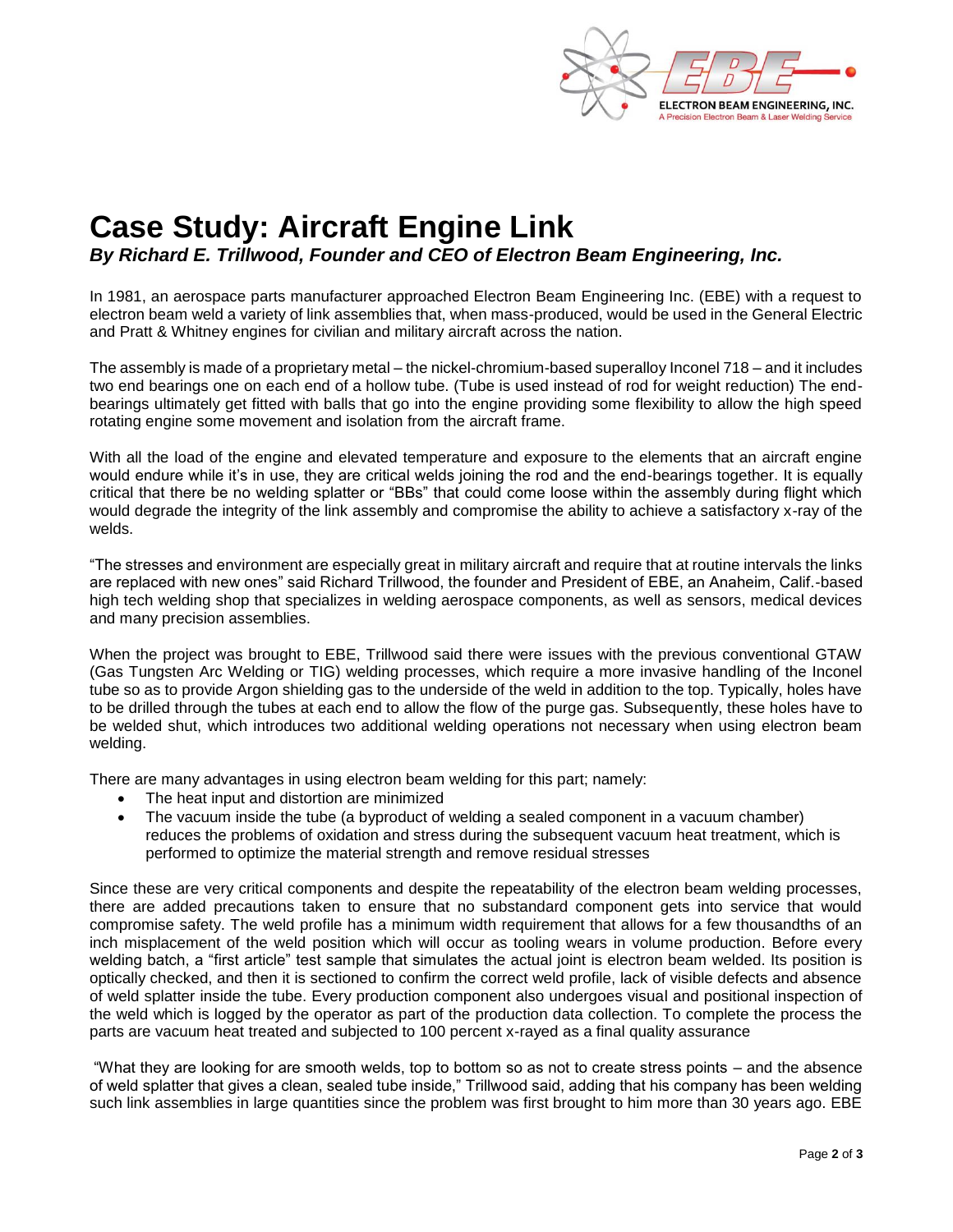# Case Study: Aircraft Engine Link

***By Richard E. Trillwood, Founder and CEO of Electron Beam Engineering, Inc.***

In 1981, an aerospace parts manufacturer approached Electron Beam Engineering Inc. (EBE) with a request to electron beam weld a variety of link assemblies that, when mass-produced, would be used in the General Electric and Pratt & Whitney engines for civilian and military aircraft across the nation.

The assembly is made of a proprietary metal – the nickel-chromium-based superalloy Inconel 718 – and it includes two end bearings one on each end of a hollow tube. (Tube is used instead of rod for weight reduction) The end-bearings ultimately get fitted with balls that go into the engine providing some flexibility to allow the high speed rotating engine some movement and isolation from the aircraft frame.

With all the load of the engine and elevated temperature and exposure to the elements that an aircraft engine would endure while it's in use, they are critical welds joining the rod and the end-bearings together. It is equally critical that there be no welding splatter or "BBs" that could come loose within the assembly during flight which would degrade the integrity of the link assembly and compromise the ability to achieve a satisfactory x-ray of the welds.

"The stresses and environment are especially great in military aircraft and require that at routine intervals the links are replaced with new ones" said Richard Trillwood, the founder and President of EBE, an Anaheim, Calif.-based high tech welding shop that specializes in welding aerospace components, as well as sensors, medical devices and many precision assemblies.

When the project was brought to EBE, Trillwood said there were issues with the previous conventional GTAW (Gas Tungsten Arc Welding or TIG) welding processes, which require a more invasive handling of the Inconel tube so as to provide Argon shielding gas to the underside of the weld in addition to the top. Typically, holes have to be drilled through the tubes at each end to allow the flow of the purge gas. Subsequently, these holes have to be welded shut, which introduces two additional welding operations not necessary when using electron beam welding.

There are many advantages in using electron beam welding for this part; namely:

- The heat input and distortion are minimized
- The vacuum inside the tube (a byproduct of welding a sealed component in a vacuum chamber) reduces the problems of oxidation and stress during the subsequent vacuum heat treatment, which is performed to optimize the material strength and remove residual stresses

Since these are very critical components and despite the repeatability of the electron beam welding processes, there are added precautions taken to ensure that no substandard component gets into service that would compromise safety. The weld profile has a minimum width requirement that allows for a few thousandths of an inch misplacement of the weld position which will occur as tooling wears in volume production. Before every welding batch, a "first article" test sample that simulates the actual joint is electron beam welded. Its position is optically checked, and then it is sectioned to confirm the correct weld profile, lack of visible defects and absence of weld splatter inside the tube. Every production component also undergoes visual and positional inspection of the weld which is logged by the operator as part of the production data collection. To complete the process the parts are vacuum heat treated and subjected to 100 percent x-rayed as a final quality assurance

"What they are looking for are smooth welds, top to bottom so as not to create stress points – and the absence of weld splatter that gives a clean, sealed tube inside," Trillwood said, adding that his company has been welding such link assemblies in large quantities since the problem was first brought to him more than 30 years ago. EBE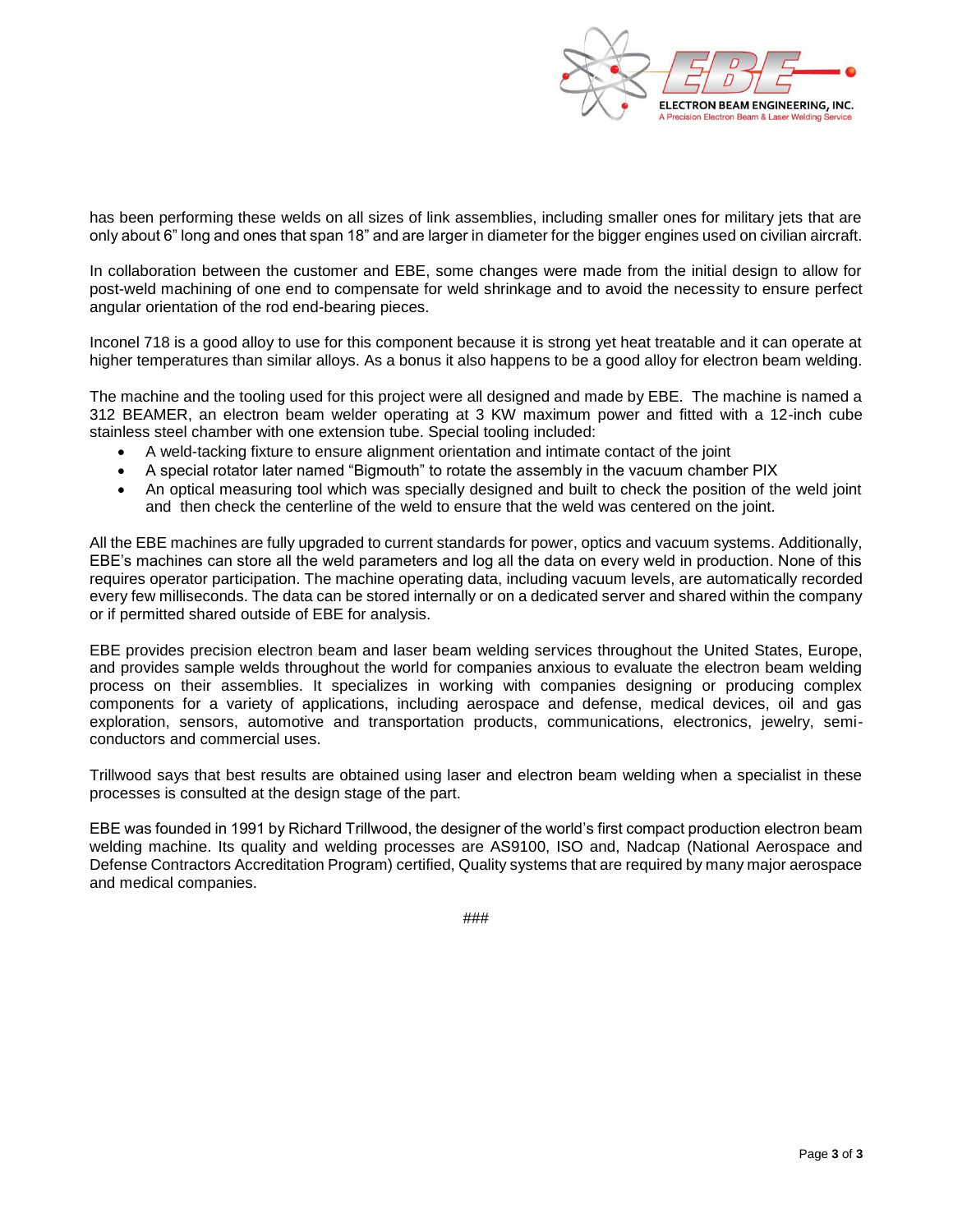has been performing these welds on all sizes of link assemblies, including smaller ones for military jets that are only about 6" long and ones that span 18" and are larger in diameter for the bigger engines used on civilian aircraft.

In collaboration between the customer and EBE, some changes were made from the initial design to allow for post-weld machining of one end to compensate for weld shrinkage and to avoid the necessity to ensure perfect angular orientation of the rod end-bearing pieces.

Inconel 718 is a good alloy to use for this component because it is strong yet heat treatable and it can operate at higher temperatures than similar alloys. As a bonus it also happens to be a good alloy for electron beam welding.

The machine and the tooling used for this project were all designed and made by EBE. The machine is named a 312 BEAMER, an electron beam welder operating at 3 KW maximum power and fitted with a 12-inch cube stainless steel chamber with one extension tube. Special tooling included:

- A weld-tacking fixture to ensure alignment orientation and intimate contact of the joint
- A special rotator later named "Bigmouth" to rotate the assembly in the vacuum chamber PIX
- An optical measuring tool which was specially designed and built to check the position of the weld joint and then check the centerline of the weld to ensure that the weld was centered on the joint.

All the EBE machines are fully upgraded to current standards for power, optics and vacuum systems. Additionally, EBE's machines can store all the weld parameters and log all the data on every weld in production. None of this requires operator participation. The machine operating data, including vacuum levels, are automatically recorded every few milliseconds. The data can be stored internally or on a dedicated server and shared within the company or if permitted shared outside of EBE for analysis.

EBE provides precision electron beam and laser beam welding services throughout the United States, Europe, and provides sample welds throughout the world for companies anxious to evaluate the electron beam welding process on their assemblies. It specializes in working with companies designing or producing complex components for a variety of applications, including aerospace and defense, medical devices, oil and gas exploration, sensors, automotive and transportation products, communications, electronics, jewelry, semi-conductors and commercial uses.

Trillwood says that best results are obtained using laser and electron beam welding when a specialist in these processes is consulted at the design stage of the part.

EBE was founded in 1991 by Richard Trillwood, the designer of the world's first compact production electron beam welding machine. Its quality and welding processes are AS9100, ISO and, Nadcap (National Aerospace and Defense Contractors Accreditation Program) certified, Quality systems that are required by many major aerospace and medical companies.

###